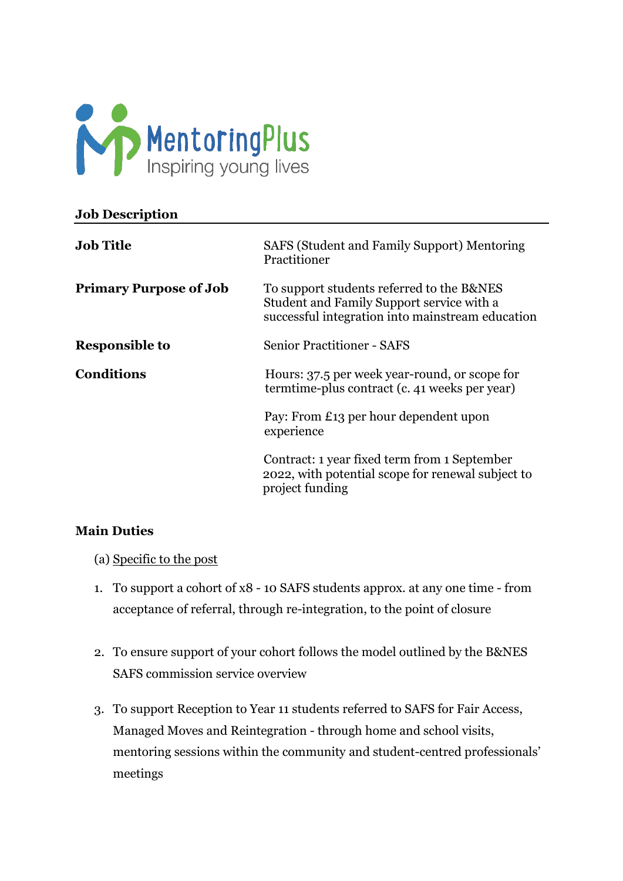MentoringPlus
Inspiring young lives

**Job Description**

| | |
|---|---|
| **Job Title** | SAFS (Student and Family Support) Mentoring Practitioner |
| **Primary Purpose of Job** | To support students referred to the B&NES Student and Family Support service with a successful integration into mainstream education |
| **Responsible to** | Senior Practitioner - SAFS |
| **Conditions** | Hours: 37.5 per week year-round, or scope for termtime-plus contract (c. 41 weeks per year)<br><br>Pay: From £13 per hour dependent upon experience<br><br>Contract: 1 year fixed term from 1 September 2022, with potential scope for renewal subject to project funding |

**Main Duties**

(a) Specific to the post

1. To support a cohort of x8 - 10 SAFS students approx. at any one time - from acceptance of referral, through re-integration, to the point of closure

2. To ensure support of your cohort follows the model outlined by the B&NES SAFS commission service overview

3. To support Reception to Year 11 students referred to SAFS for Fair Access, Managed Moves and Reintegration - through home and school visits, mentoring sessions within the community and student-centred professionals' meetings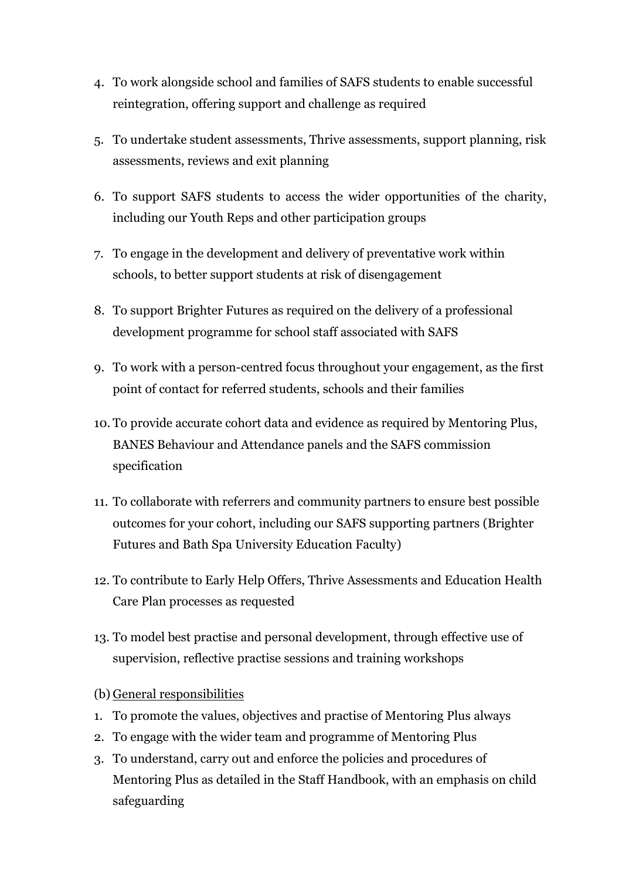4. To work alongside school and families of SAFS students to enable successful reintegration, offering support and challenge as required
5. To undertake student assessments, Thrive assessments, support planning, risk assessments, reviews and exit planning
6. To support SAFS students to access the wider opportunities of the charity, including our Youth Reps and other participation groups
7. To engage in the development and delivery of preventative work within schools, to better support students at risk of disengagement
8. To support Brighter Futures as required on the delivery of a professional development programme for school staff associated with SAFS
9. To work with a person-centred focus throughout your engagement, as the first point of contact for referred students, schools and their families
10. To provide accurate cohort data and evidence as required by Mentoring Plus, BANES Behaviour and Attendance panels and the SAFS commission specification
11. To collaborate with referrers and community partners to ensure best possible outcomes for your cohort, including our SAFS supporting partners (Brighter Futures and Bath Spa University Education Faculty)
12. To contribute to Early Help Offers, Thrive Assessments and Education Health Care Plan processes as requested
13. To model best practise and personal development, through effective use of supervision, reflective practise sessions and training workshops

(b) <u>General responsibilities</u>

1. To promote the values, objectives and practise of Mentoring Plus always
2. To engage with the wider team and programme of Mentoring Plus
3. To understand, carry out and enforce the policies and procedures of Mentoring Plus as detailed in the Staff Handbook, with an emphasis on child safeguarding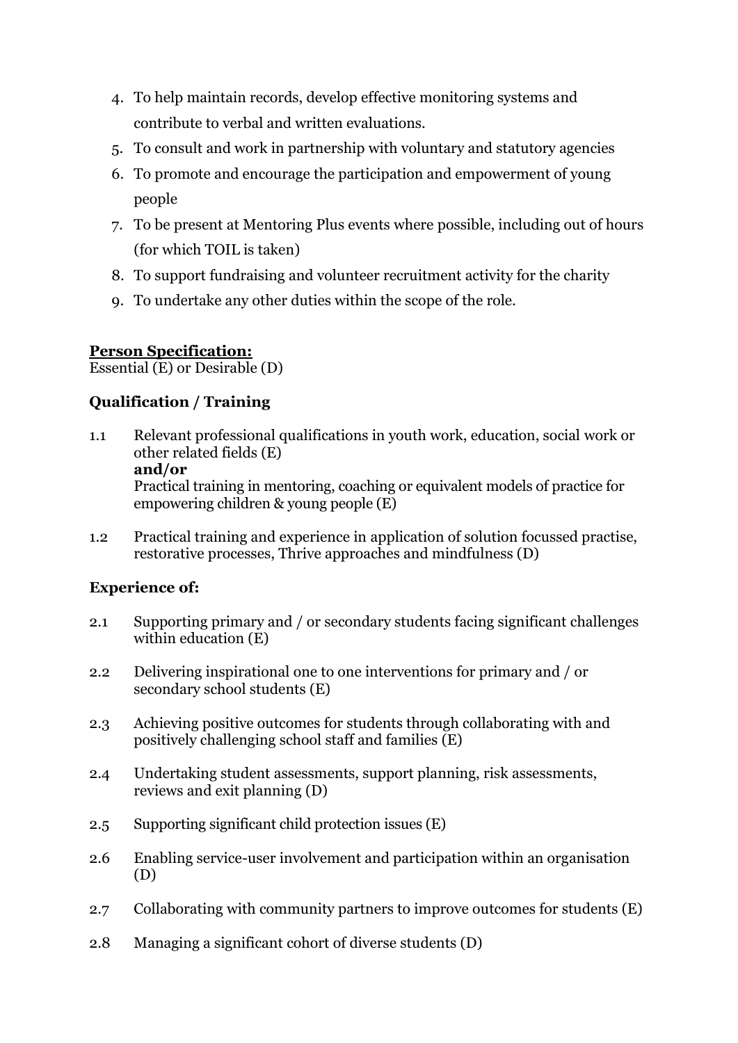4. To help maintain records, develop effective monitoring systems and contribute to verbal and written evaluations.
5. To consult and work in partnership with voluntary and statutory agencies
6. To promote and encourage the participation and empowerment of young people
7. To be present at Mentoring Plus events where possible, including out of hours (for which TOIL is taken)
8. To support fundraising and volunteer recruitment activity for the charity
9. To undertake any other duties within the scope of the role.

**Person Specification:**

Essential (E) or Desirable (D)

**Qualification / Training**

1.1 Relevant professional qualifications in youth work, education, social work or other related fields (E)
**and/or**
Practical training in mentoring, coaching or equivalent models of practice for empowering children & young people (E)

1.2 Practical training and experience in application of solution focussed practise, restorative processes, Thrive approaches and mindfulness (D)

**Experience of:**

2.1 Supporting primary and / or secondary students facing significant challenges within education (E)

2.2 Delivering inspirational one to one interventions for primary and / or secondary school students (E)

2.3 Achieving positive outcomes for students through collaborating with and positively challenging school staff and families (E)

2.4 Undertaking student assessments, support planning, risk assessments, reviews and exit planning (D)

2.5 Supporting significant child protection issues (E)

2.6 Enabling service-user involvement and participation within an organisation (D)

2.7 Collaborating with community partners to improve outcomes for students (E)

2.8 Managing a significant cohort of diverse students (D)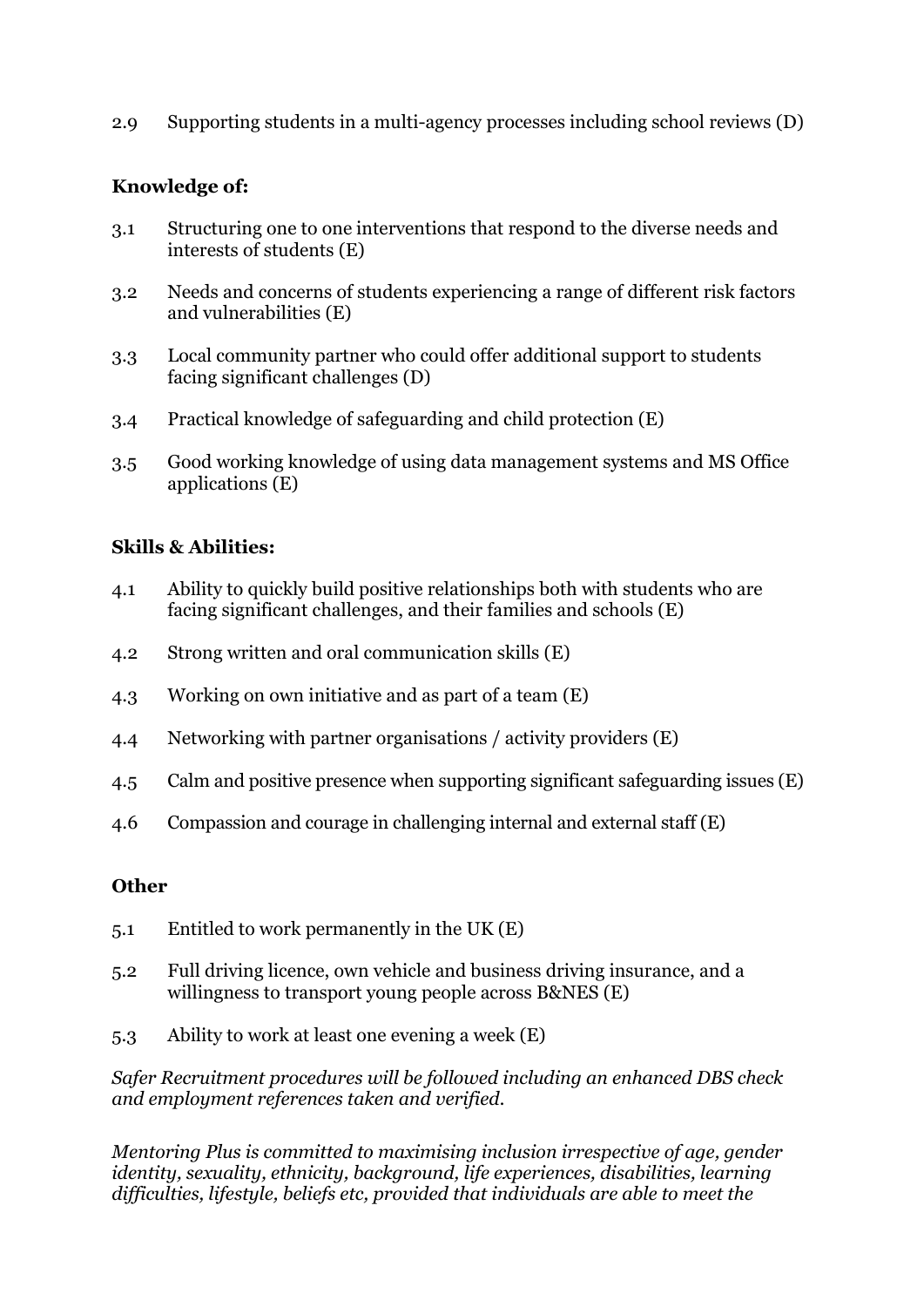2.9 Supporting students in a multi-agency processes including school reviews (D)

**Knowledge of:**

3.1 Structuring one to one interventions that respond to the diverse needs and interests of students (E)

3.2 Needs and concerns of students experiencing a range of different risk factors and vulnerabilities (E)

3.3 Local community partner who could offer additional support to students facing significant challenges (D)

3.4 Practical knowledge of safeguarding and child protection (E)

3.5 Good working knowledge of using data management systems and MS Office applications (E)

**Skills & Abilities:**

4.1 Ability to quickly build positive relationships both with students who are facing significant challenges, and their families and schools (E)

4.2 Strong written and oral communication skills (E)

4.3 Working on own initiative and as part of a team (E)

4.4 Networking with partner organisations / activity providers (E)

4.5 Calm and positive presence when supporting significant safeguarding issues (E)

4.6 Compassion and courage in challenging internal and external staff (E)

**Other**

5.1 Entitled to work permanently in the UK (E)

5.2 Full driving licence, own vehicle and business driving insurance, and a willingness to transport young people across B&NES (E)

5.3 Ability to work at least one evening a week (E)

*Safer Recruitment procedures will be followed including an enhanced DBS check and employment references taken and verified.*

*Mentoring Plus is committed to maximising inclusion irrespective of age, gender identity, sexuality, ethnicity, background, life experiences, disabilities, learning difficulties, lifestyle, beliefs etc, provided that individuals are able to meet the*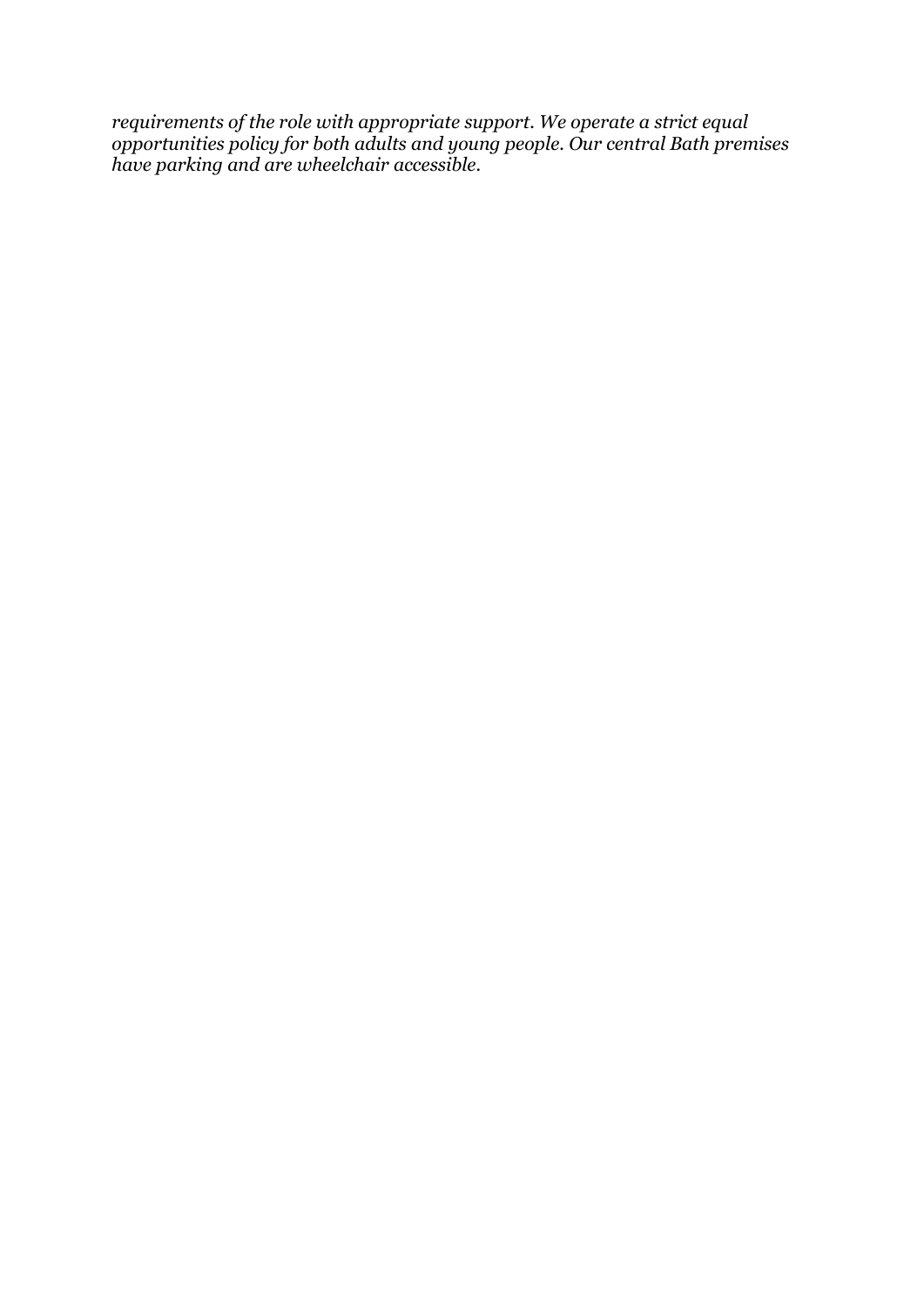*requirements of the role with appropriate support. We operate a strict equal opportunities policy for both adults and young people. Our central Bath premises have parking and are wheelchair accessible.*